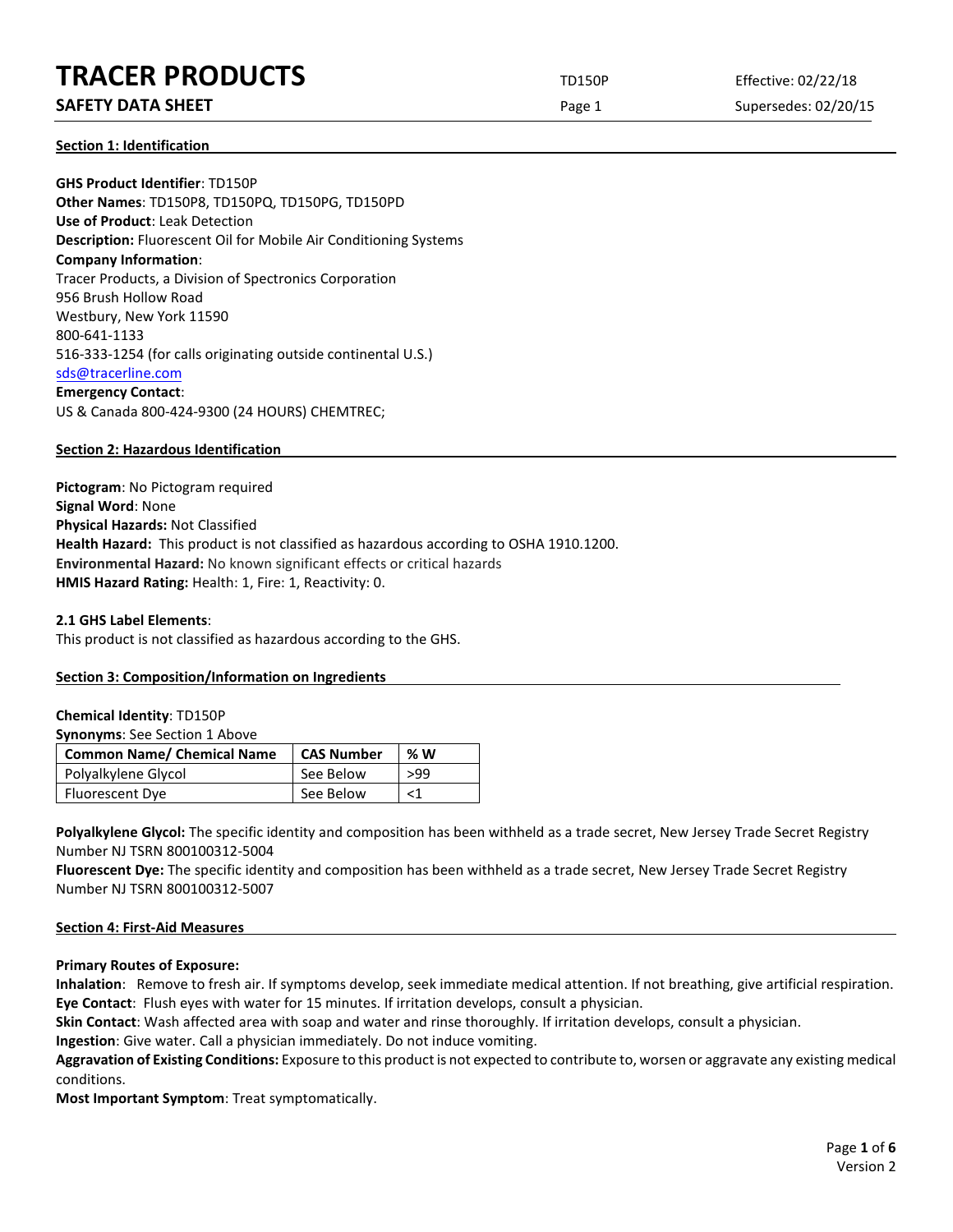# TRACER PRODUCTS

**SAFETY DATA SHEET**

TD150P | Effective: 02/22/18 | Supersedes: 02/20/15

## Section 1: Identification

**GHS Product Identifier**: TD150P
**Other Names**: TD150P8, TD150PQ, TD150PG, TD150PD
**Use of Product**: Leak Detection
**Description:** Fluorescent Oil for Mobile Air Conditioning Systems
**Company Information**:
Tracer Products, a Division of Spectronics Corporation
956 Brush Hollow Road
Westbury, New York 11590
800-641-1133
516-333-1254 (for calls originating outside continental U.S.)
sds@tracerline.com
**Emergency Contact**:
US & Canada 800-424-9300 (24 HOURS) CHEMTREC;

## Section 2: Hazardous Identification

**Pictogram**: No Pictogram required
**Signal Word**: None
**Physical Hazards:** Not Classified
**Health Hazard:** This product is not classified as hazardous according to OSHA 1910.1200.
**Environmental Hazard:** No known significant effects or critical hazards
**HMIS Hazard Rating:** Health: 1, Fire: 1, Reactivity: 0.

**2.1 GHS Label Elements**:
This product is not classified as hazardous according to the GHS.

## Section 3: Composition/Information on Ingredients

**Chemical Identity**: TD150P
**Synonyms**: See Section 1 Above

| Common Name/ Chemical Name | CAS Number | % W |
|---|---|---|
| Polyalkylene Glycol | See Below | >99 |
| Fluorescent Dye | See Below | <1 |

**Polyalkylene Glycol:** The specific identity and composition has been withheld as a trade secret, New Jersey Trade Secret Registry Number NJ TSRN 800100312-5004
**Fluorescent Dye:** The specific identity and composition has been withheld as a trade secret, New Jersey Trade Secret Registry Number NJ TSRN 800100312-5007

## Section 4: First-Aid Measures

**Primary Routes of Exposure:**
**Inhalation**: Remove to fresh air. If symptoms develop, seek immediate medical attention. If not breathing, give artificial respiration.
**Eye Contact**: Flush eyes with water for 15 minutes. If irritation develops, consult a physician.
**Skin Contact**: Wash affected area with soap and water and rinse thoroughly. If irritation develops, consult a physician.
**Ingestion**: Give water. Call a physician immediately. Do not induce vomiting.
**Aggravation of Existing Conditions:** Exposure to this product is not expected to contribute to, worsen or aggravate any existing medical conditions.
**Most Important Symptom**: Treat symptomatically.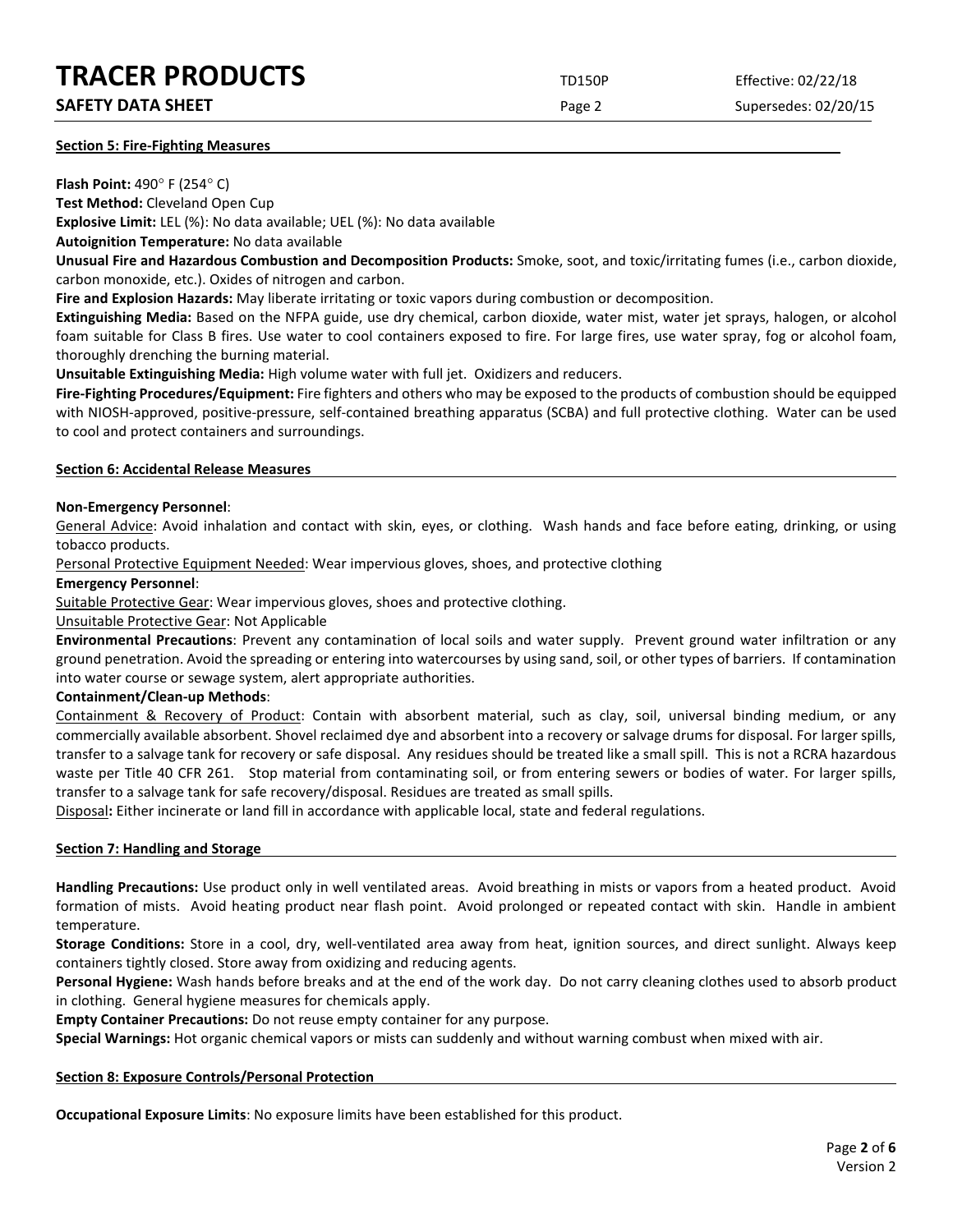## Section 5: Fire-Fighting Measures

**Flash Point:** 490° F (254° C)

**Test Method:** Cleveland Open Cup

**Explosive Limit:** LEL (%): No data available; UEL (%): No data available

**Autoignition Temperature:** No data available

**Unusual Fire and Hazardous Combustion and Decomposition Products:** Smoke, soot, and toxic/irritating fumes (i.e., carbon dioxide, carbon monoxide, etc.). Oxides of nitrogen and carbon.

**Fire and Explosion Hazards:** May liberate irritating or toxic vapors during combustion or decomposition.

**Extinguishing Media:** Based on the NFPA guide, use dry chemical, carbon dioxide, water mist, water jet sprays, halogen, or alcohol foam suitable for Class B fires. Use water to cool containers exposed to fire. For large fires, use water spray, fog or alcohol foam, thoroughly drenching the burning material.

**Unsuitable Extinguishing Media:** High volume water with full jet. Oxidizers and reducers.

**Fire-Fighting Procedures/Equipment:** Fire fighters and others who may be exposed to the products of combustion should be equipped with NIOSH-approved, positive-pressure, self-contained breathing apparatus (SCBA) and full protective clothing. Water can be used to cool and protect containers and surroundings.

## Section 6: Accidental Release Measures

**Non-Emergency Personnel**:

General Advice: Avoid inhalation and contact with skin, eyes, or clothing. Wash hands and face before eating, drinking, or using tobacco products.

Personal Protective Equipment Needed: Wear impervious gloves, shoes, and protective clothing

**Emergency Personnel**:

Suitable Protective Gear: Wear impervious gloves, shoes and protective clothing.

Unsuitable Protective Gear: Not Applicable

**Environmental Precautions**: Prevent any contamination of local soils and water supply. Prevent ground water infiltration or any ground penetration. Avoid the spreading or entering into watercourses by using sand, soil, or other types of barriers. If contamination into water course or sewage system, alert appropriate authorities.

**Containment/Clean-up Methods**:

Containment & Recovery of Product: Contain with absorbent material, such as clay, soil, universal binding medium, or any commercially available absorbent. Shovel reclaimed dye and absorbent into a recovery or salvage drums for disposal. For larger spills, transfer to a salvage tank for recovery or safe disposal. Any residues should be treated like a small spill. This is not a RCRA hazardous waste per Title 40 CFR 261. Stop material from contaminating soil, or from entering sewers or bodies of water. For larger spills, transfer to a salvage tank for safe recovery/disposal. Residues are treated as small spills.

Disposal**:** Either incinerate or land fill in accordance with applicable local, state and federal regulations.

## Section 7: Handling and Storage

**Handling Precautions:** Use product only in well ventilated areas. Avoid breathing in mists or vapors from a heated product. Avoid formation of mists. Avoid heating product near flash point. Avoid prolonged or repeated contact with skin. Handle in ambient temperature.

**Storage Conditions:** Store in a cool, dry, well-ventilated area away from heat, ignition sources, and direct sunlight. Always keep containers tightly closed. Store away from oxidizing and reducing agents.

**Personal Hygiene:** Wash hands before breaks and at the end of the work day. Do not carry cleaning clothes used to absorb product in clothing. General hygiene measures for chemicals apply.

**Empty Container Precautions:** Do not reuse empty container for any purpose.

**Special Warnings:** Hot organic chemical vapors or mists can suddenly and without warning combust when mixed with air.

## Section 8: Exposure Controls/Personal Protection

**Occupational Exposure Limits**: No exposure limits have been established for this product.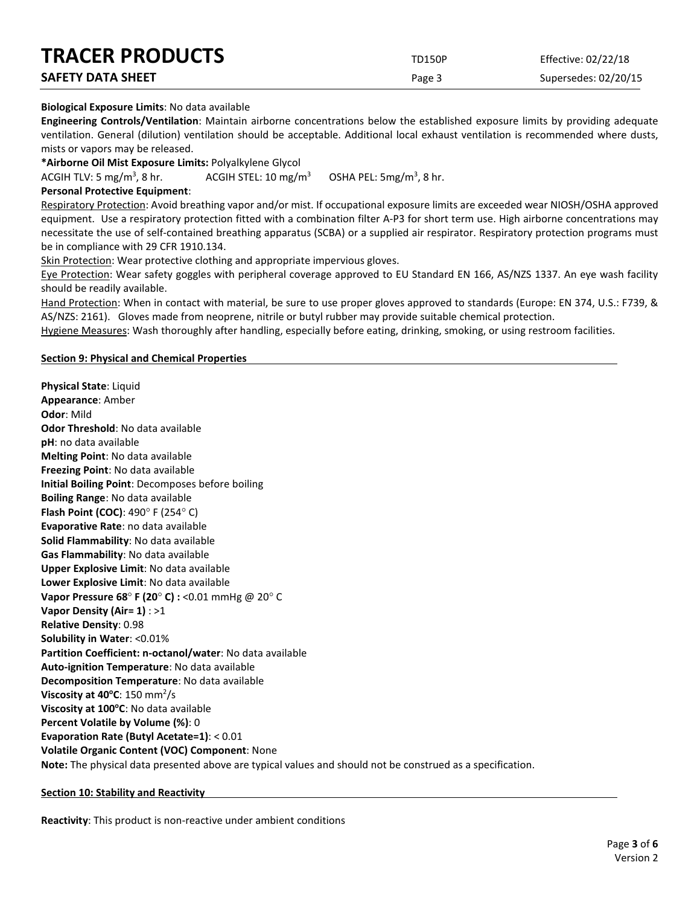**Biological Exposure Limits**: No data available

**Engineering Controls/Ventilation**: Maintain airborne concentrations below the established exposure limits by providing adequate ventilation. General (dilution) ventilation should be acceptable. Additional local exhaust ventilation is recommended where dusts, mists or vapors may be released.

***Airborne Oil Mist Exposure Limits:** Polyalkylene Glycol

ACGIH TLV: 5 mg/m$^3$, 8 hr. ACGIH STEL: 10 mg/m$^3$ OSHA PEL: 5mg/m$^3$, 8 hr.

**Personal Protective Equipment**:

Respiratory Protection: Avoid breathing vapor and/or mist. If occupational exposure limits are exceeded wear NIOSH/OSHA approved equipment. Use a respiratory protection fitted with a combination filter A-P3 for short term use. High airborne concentrations may necessitate the use of self-contained breathing apparatus (SCBA) or a supplied air respirator. Respiratory protection programs must be in compliance with 29 CFR 1910.134.

Skin Protection: Wear protective clothing and appropriate impervious gloves.

Eye Protection: Wear safety goggles with peripheral coverage approved to EU Standard EN 166, AS/NZS 1337. An eye wash facility should be readily available.

Hand Protection: When in contact with material, be sure to use proper gloves approved to standards (Europe: EN 374, U.S.: F739, & AS/NZS: 2161). Gloves made from neoprene, nitrile or butyl rubber may provide suitable chemical protection.

Hygiene Measures: Wash thoroughly after handling, especially before eating, drinking, smoking, or using restroom facilities.

## Section 9: Physical and Chemical Properties

**Physical State**: Liquid
**Appearance**: Amber
**Odor**: Mild
**Odor Threshold**: No data available
**pH**: no data available
**Melting Point**: No data available
**Freezing Point**: No data available
**Initial Boiling Point**: Decomposes before boiling
**Boiling Range**: No data available
**Flash Point (COC)**: 490° F (254° C)
**Evaporative Rate**: no data available
**Solid Flammability**: No data available
**Gas Flammability**: No data available
**Upper Explosive Limit**: No data available
**Lower Explosive Limit**: No data available
**Vapor Pressure 68° F (20° C) :** <0.01 mmHg @ 20° C
**Vapor Density (Air= 1)** : >1
**Relative Density**: 0.98
**Solubility in Water**: <0.01%
**Partition Coefficient: n-octanol/water**: No data available
**Auto-ignition Temperature**: No data available
**Decomposition Temperature**: No data available
**Viscosity at 40°C**: 150 mm$^2$/s
**Viscosity at 100°C**: No data available
**Percent Volatile by Volume (%)**: 0
**Evaporation Rate (Butyl Acetate=1)**: < 0.01
**Volatile Organic Content (VOC) Component**: None

**Note:** The physical data presented above are typical values and should not be construed as a specification.

## Section 10: Stability and Reactivity

**Reactivity**: This product is non-reactive under ambient conditions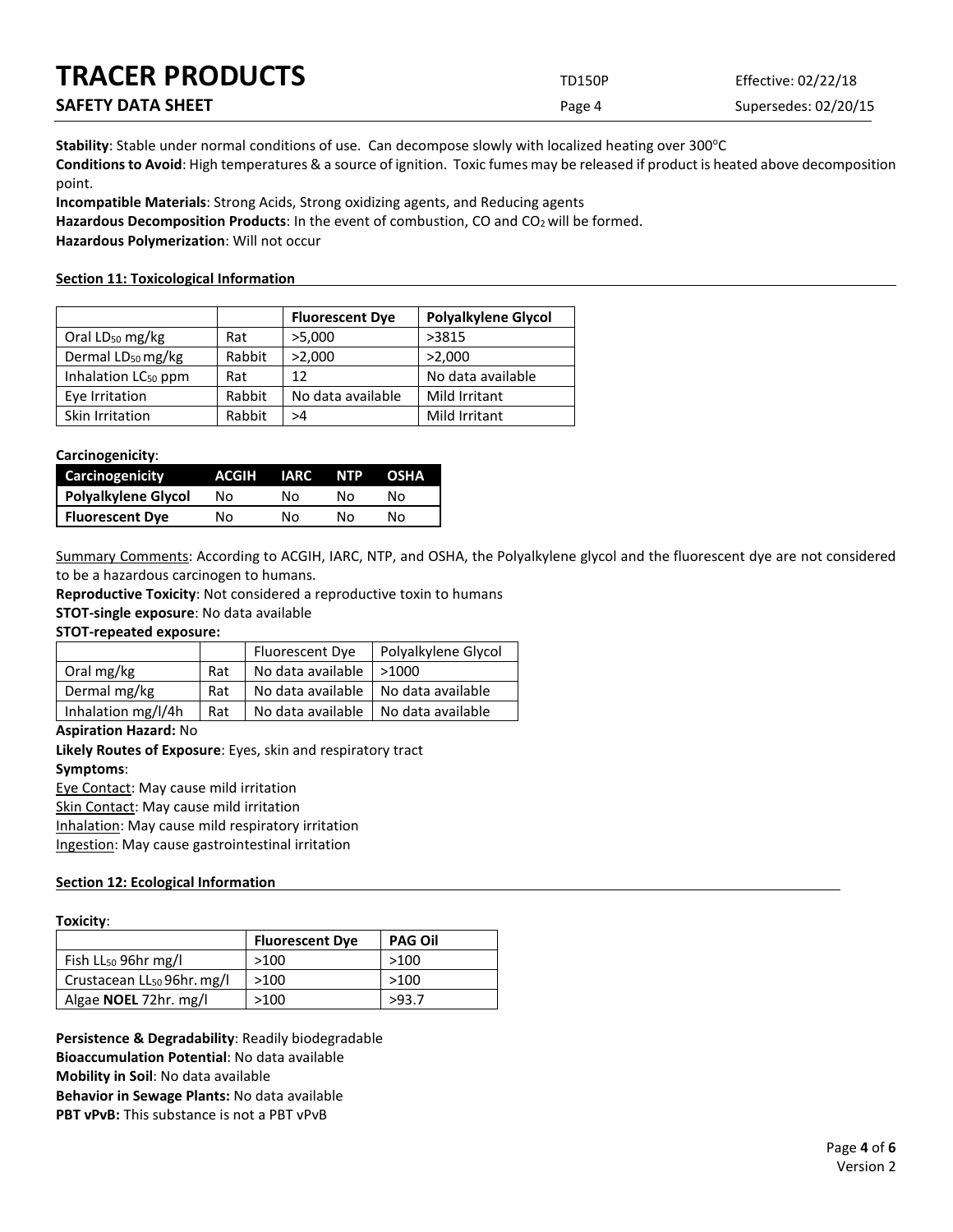**Stability**: Stable under normal conditions of use. Can decompose slowly with localized heating over 300°C

**Conditions to Avoid**: High temperatures & a source of ignition. Toxic fumes may be released if product is heated above decomposition point.

**Incompatible Materials**: Strong Acids, Strong oxidizing agents, and Reducing agents

**Hazardous Decomposition Products**: In the event of combustion, CO and $CO_2$ will be formed.

**Hazardous Polymerization**: Will not occur

## Section 11: Toxicological Information

| | | Fluorescent Dye | Polyalkylene Glycol |
|---|---|---|---|
| Oral $LD_{50}$ mg/kg | Rat | >5,000 | >3815 |
| Dermal $LD_{50}$ mg/kg | Rabbit | >2,000 | >2,000 |
| Inhalation $LC_{50}$ ppm | Rat | 12 | No data available |
| Eye Irritation | Rabbit | No data available | Mild Irritant |
| Skin Irritation | Rabbit | >4 | Mild Irritant |

**Carcinogenicity**:

| Carcinogenicity | ACGIH | IARC | NTP | OSHA |
|---|---|---|---|---|
| **Polyalkylene Glycol** | No | No | No | No |
| **Fluorescent Dye** | No | No | No | No |

Summary Comments: According to ACGIH, IARC, NTP, and OSHA, the Polyalkylene glycol and the fluorescent dye are not considered to be a hazardous carcinogen to humans.

**Reproductive Toxicity**: Not considered a reproductive toxin to humans

**STOT-single exposure**: No data available

**STOT-repeated exposure:**

| | | Fluorescent Dye | Polyalkylene Glycol |
|---|---|---|---|
| Oral mg/kg | Rat | No data available | >1000 |
| Dermal mg/kg | Rat | No data available | No data available |
| Inhalation mg/l/4h | Rat | No data available | No data available |

**Aspiration Hazard:** No

**Likely Routes of Exposure**: Eyes, skin and respiratory tract

**Symptoms**:

Eye Contact: May cause mild irritation

Skin Contact: May cause mild irritation

Inhalation: May cause mild respiratory irritation

Ingestion: May cause gastrointestinal irritation

## Section 12: Ecological Information

**Toxicity**:

| | Fluorescent Dye | PAG Oil |
|---|---|---|
| Fish $LL_{50}$ 96hr mg/l | >100 | >100 |
| Crustacean $LL_{50}$ 96hr. mg/l | >100 | >100 |
| Algae **NOEL** 72hr. mg/l | >100 | >93.7 |

**Persistence & Degradability**: Readily biodegradable

**Bioaccumulation Potential**: No data available

**Mobility in Soil**: No data available

**Behavior in Sewage Plants:** No data available

**PBT vPvB:** This substance is not a PBT vPvB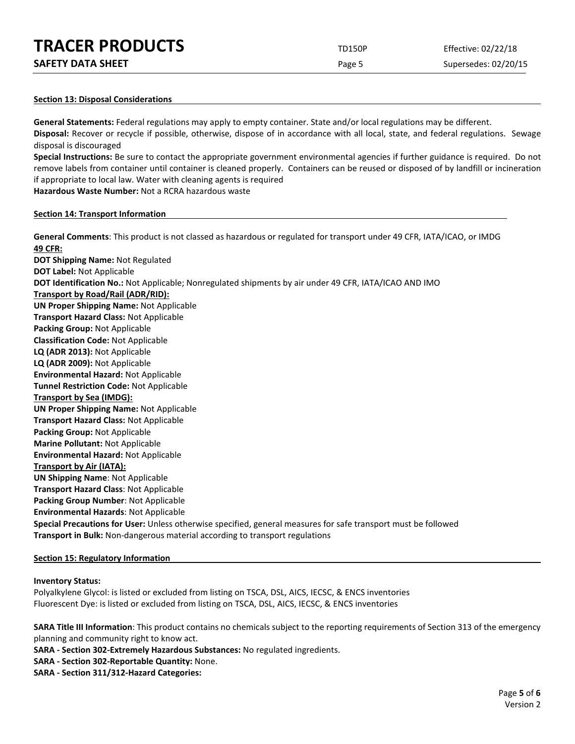## Section 13: Disposal Considerations

**General Statements:** Federal regulations may apply to empty container. State and/or local regulations may be different.

**Disposal:** Recover or recycle if possible, otherwise, dispose of in accordance with all local, state, and federal regulations. Sewage disposal is discouraged

**Special Instructions:** Be sure to contact the appropriate government environmental agencies if further guidance is required. Do not remove labels from container until container is cleaned properly. Containers can be reused or disposed of by landfill or incineration if appropriate to local law. Water with cleaning agents is required

**Hazardous Waste Number:** Not a RCRA hazardous waste

## Section 14: Transport Information

**General Comments**: This product is not classed as hazardous or regulated for transport under 49 CFR, IATA/ICAO, or IMDG

**49 CFR:**

**DOT Shipping Name:** Not Regulated
**DOT Label:** Not Applicable
**DOT Identification No.:** Not Applicable; Nonregulated shipments by air under 49 CFR, IATA/ICAO AND IMO

**Transport by Road/Rail (ADR/RID):**

**UN Proper Shipping Name:** Not Applicable
**Transport Hazard Class:** Not Applicable
**Packing Group:** Not Applicable
**Classification Code:** Not Applicable
**LQ (ADR 2013):** Not Applicable
**LQ (ADR 2009):** Not Applicable
**Environmental Hazard:** Not Applicable
**Tunnel Restriction Code:** Not Applicable

**Transport by Sea (IMDG):**

**UN Proper Shipping Name:** Not Applicable
**Transport Hazard Class:** Not Applicable
**Packing Group:** Not Applicable
**Marine Pollutant:** Not Applicable
**Environmental Hazard:** Not Applicable

**Transport by Air (IATA):**

**UN Shipping Name**: Not Applicable
**Transport Hazard Class**: Not Applicable
**Packing Group Number**: Not Applicable
**Environmental Hazards**: Not Applicable
**Special Precautions for User:** Unless otherwise specified, general measures for safe transport must be followed
**Transport in Bulk:** Non-dangerous material according to transport regulations

## Section 15: Regulatory Information

**Inventory Status:**

Polyalkylene Glycol: is listed or excluded from listing on TSCA, DSL, AICS, IECSC, & ENCS inventories
Fluorescent Dye: is listed or excluded from listing on TSCA, DSL, AICS, IECSC, & ENCS inventories

**SARA Title III Information**: This product contains no chemicals subject to the reporting requirements of Section 313 of the emergency planning and community right to know act.

**SARA - Section 302-Extremely Hazardous Substances:** No regulated ingredients.
**SARA - Section 302-Reportable Quantity:** None.
**SARA - Section 311/312-Hazard Categories:**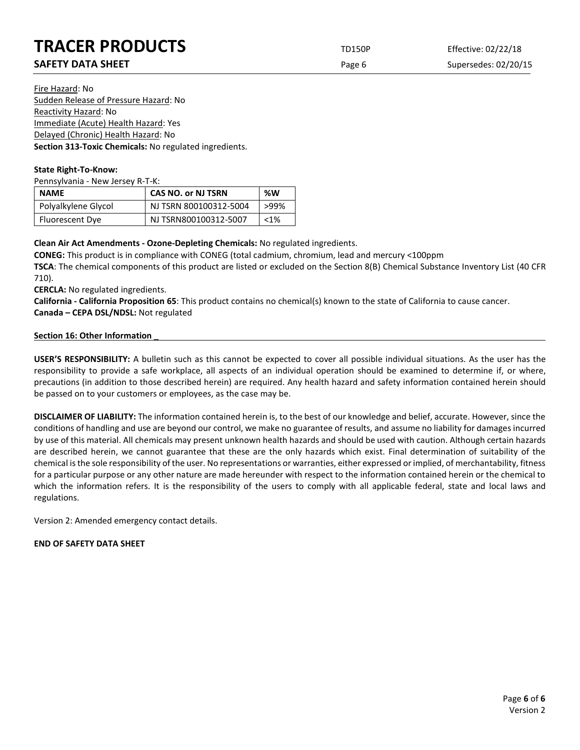Fire Hazard: No
Sudden Release of Pressure Hazard: No
Reactivity Hazard: No
Immediate (Acute) Health Hazard: Yes
Delayed (Chronic) Health Hazard: No
**Section 313-Toxic Chemicals:** No regulated ingredients.

**State Right-To-Know:**

Pennsylvania - New Jersey R-T-K:

| NAME | CAS NO. or NJ TSRN | %W |
|---|---|---|
| Polyalkylene Glycol | NJ TSRN 800100312-5004 | >99% |
| Fluorescent Dye | NJ TSRN800100312-5007 | <1% |

**Clean Air Act Amendments - Ozone-Depleting Chemicals:** No regulated ingredients.
**CONEG:** This product is in compliance with CONEG (total cadmium, chromium, lead and mercury <100ppm
**TSCA**: The chemical components of this product are listed or excluded on the Section 8(B) Chemical Substance Inventory List (40 CFR 710).
**CERCLA:** No regulated ingredients.
**California - California Proposition 65**: This product contains no chemical(s) known to the state of California to cause cancer.
**Canada – CEPA DSL/NDSL:** Not regulated

## Section 16: Other Information

**USER'S RESPONSIBILITY:** A bulletin such as this cannot be expected to cover all possible individual situations. As the user has the responsibility to provide a safe workplace, all aspects of an individual operation should be examined to determine if, or where, precautions (in addition to those described herein) are required. Any health hazard and safety information contained herein should be passed on to your customers or employees, as the case may be.

**DISCLAIMER OF LIABILITY:** The information contained herein is, to the best of our knowledge and belief, accurate. However, since the conditions of handling and use are beyond our control, we make no guarantee of results, and assume no liability for damages incurred by use of this material. All chemicals may present unknown health hazards and should be used with caution. Although certain hazards are described herein, we cannot guarantee that these are the only hazards which exist. Final determination of suitability of the chemical is the sole responsibility of the user. No representations or warranties, either expressed or implied, of merchantability, fitness for a particular purpose or any other nature are made hereunder with respect to the information contained herein or the chemical to which the information refers. It is the responsibility of the users to comply with all applicable federal, state and local laws and regulations.

Version 2: Amended emergency contact details.

**END OF SAFETY DATA SHEET**